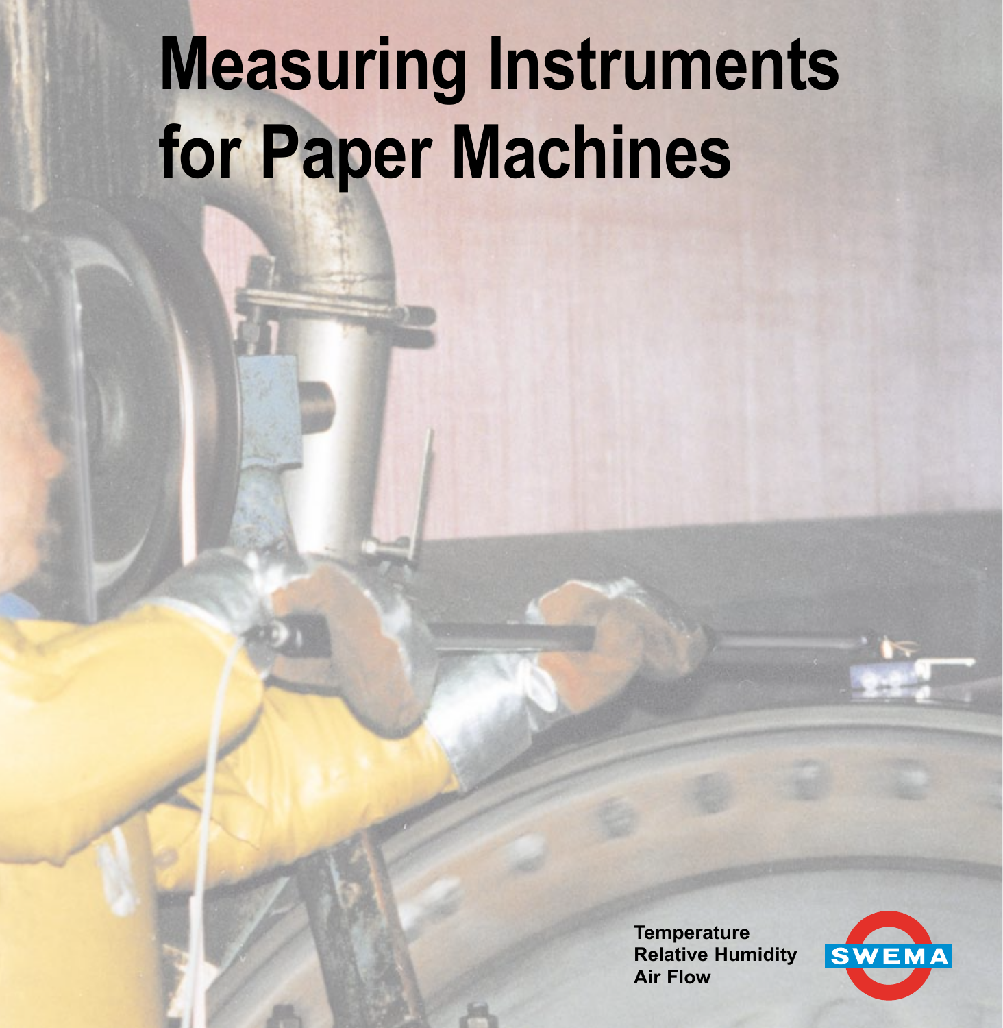# Measuring Instruments for Paper Machines

Temperature
Relative Humidity
Air Flow

SWEMA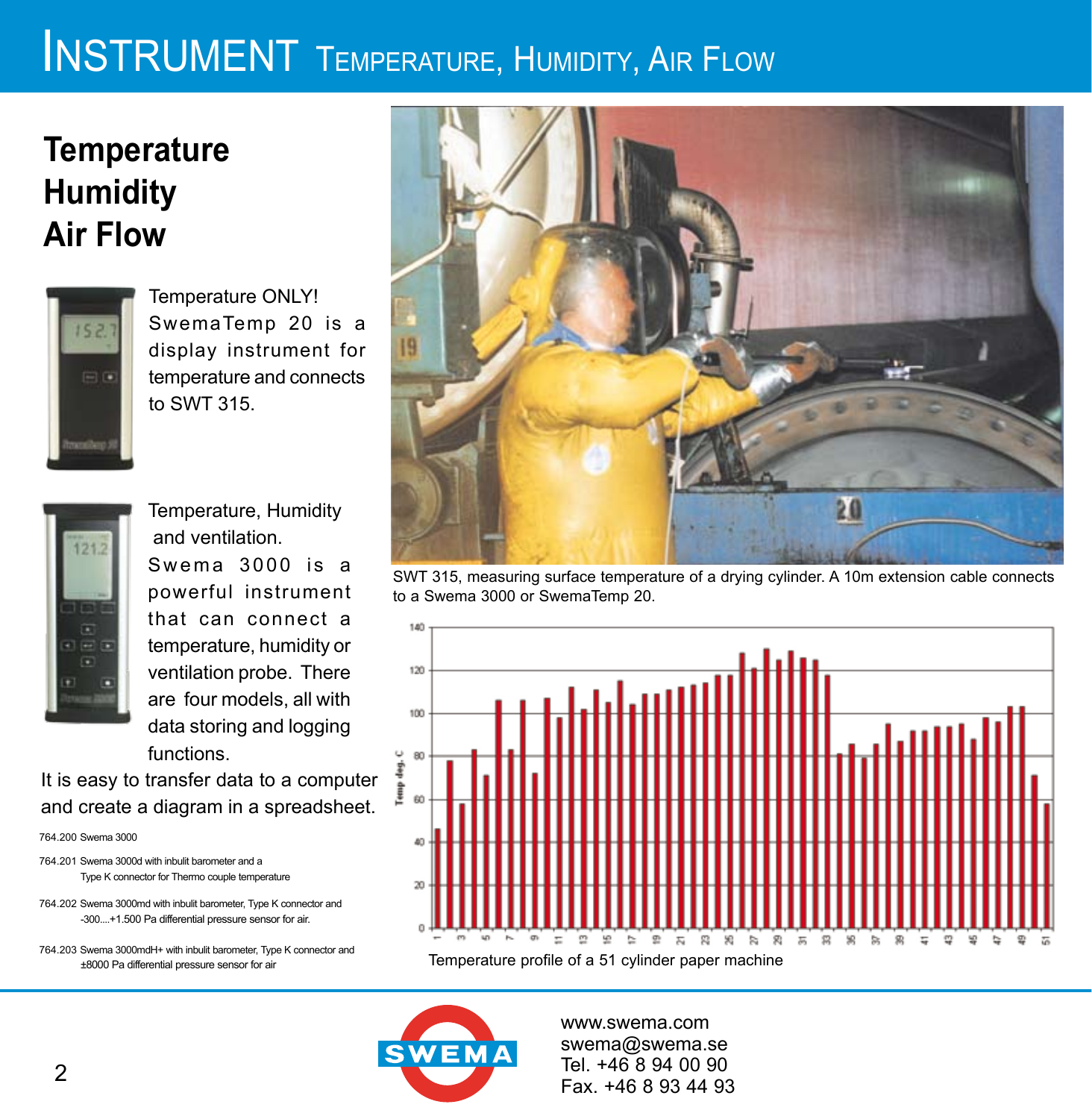# Instrument Temperature, Humidity, Air Flow

## Temperature
## Humidity
## Air Flow

Temperature ONLY! SwemaTemp 20 is a display instrument for temperature and connects to SWT 315.

Temperature, Humidity and ventilation. Swema 3000 is a powerful instrument that can connect a temperature, humidity or ventilation probe. There are four models, all with data storing and logging functions.

It is easy to transfer data to a computer and create a diagram in a spreadsheet.

764.200 Swema 3000

764.201 Swema 3000d with inbulit barometer and a Type K connector for Thermo couple temperature

764.202 Swema 3000md with inbulit barometer, Type K connector and -300....+1.500 Pa differential pressure sensor for air.

764.203 Swema 3000mdH+ with inbulit barometer, Type K connector and ±8000 Pa differential pressure sensor for air

SWT 315, measuring surface temperature of a drying cylinder. A 10m extension cable connects to a Swema 3000 or SwemaTemp 20.

Temperature profile of a 51 cylinder paper machine

www.swema.com
swema@swema.se
Tel. +46 8 94 00 90
Fax. +46 8 93 44 93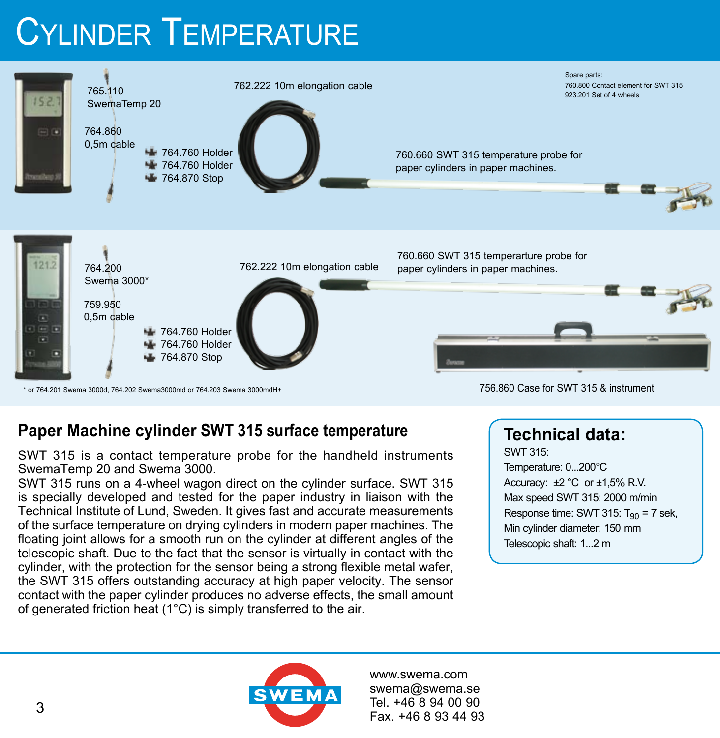# Cylinder Temperature

765.110
SwemaTemp 20

764.860
0,5m cable

764.760 Holder
764.760 Holder
764.870 Stop

762.222 10m elongation cable

Spare parts:
760.800 Contact element for SWT 315
923.201 Set of 4 wheels

760.660 SWT 315 temperature probe for paper cylinders in paper machines.

764.200
Swema 3000*

759.950
0,5m cable

764.760 Holder
764.760 Holder
764.870 Stop

762.222 10m elongation cable

760.660 SWT 315 temperarture probe for paper cylinders in paper machines.

\* or 764.201 Swema 3000d, 764.202 Swema3000md or 764.203 Swema 3000mdH+

756.860 Case for SWT 315 & instrument

## Paper Machine cylinder SWT 315 surface temperature

SWT 315 is a contact temperature probe for the handheld instruments SwemaTemp 20 and Swema 3000.
SWT 315 runs on a 4-wheel wagon direct on the cylinder surface. SWT 315 is specially developed and tested for the paper industry in liaison with the Technical Institute of Lund, Sweden. It gives fast and accurate measurements of the surface temperature on drying cylinders in modern paper machines. The floating joint allows for a smooth run on the cylinder at different angles of the telescopic shaft. Due to the fact that the sensor is virtually in contact with the cylinder, with the protection for the sensor being a strong flexible metal wafer, the SWT 315 offers outstanding accuracy at high paper velocity. The sensor contact with the paper cylinder produces no adverse effects, the small amount of generated friction heat (1°C) is simply transferred to the air.

## Technical data:

SWT 315:
Temperature: 0...200°C
Accuracy: ±2 °C or ±1,5% R.V.
Max speed SWT 315: 2000 m/min
Response time: SWT 315: $T_{90}$ = 7 sek,
Min cylinder diameter: 150 mm
Telescopic shaft: 1...2 m

SWEMA

www.swema.com
swema@swema.se
Tel. +46 8 94 00 90
Fax. +46 8 93 44 93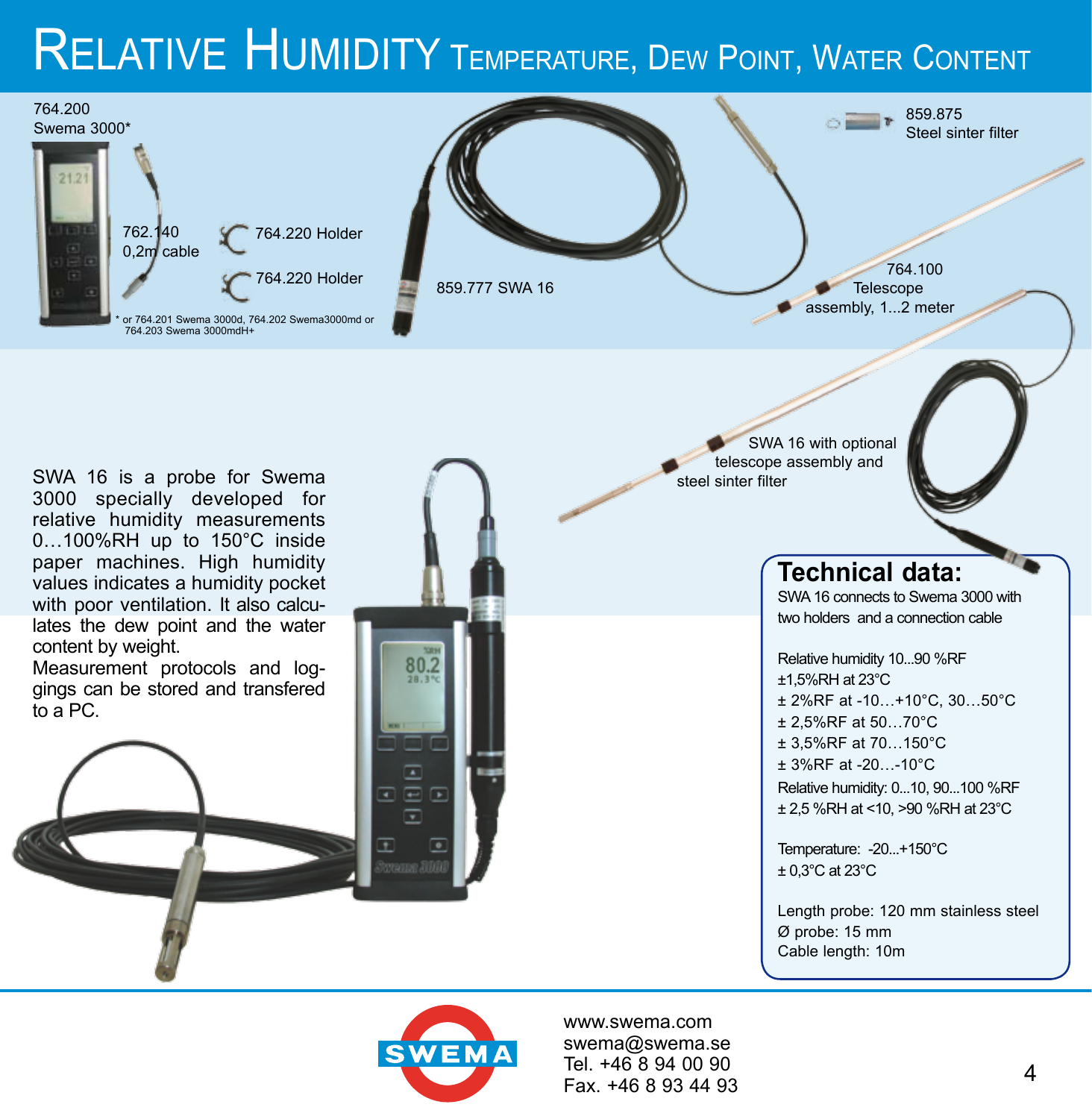# Relative Humidity Temperature, Dew Point, Water Content

764.200
Swema 3000*

762.140
0,2m cable

764.220 Holder

764.220 Holder

* or 764.201 Swema 3000d, 764.202 Swema3000md or 764.203 Swema 3000mdH+

859.777 SWA 16

859.875
Steel sinter filter

764.100
Telescope assembly, 1...2 meter

SWA 16 with optional telescope assembly and steel sinter filter

SWA 16 is a probe for Swema 3000 specially developed for relative humidity measurements 0…100%RH up to 150°C inside paper machines. High humidity values indicates a humidity pocket with poor ventilation. It also calculates the dew point and the water content by weight.
Measurement protocols and loggings can be stored and transfered to a PC.

## Technical data:

SWA 16 connects to Swema 3000 with two holders and a connection cable

Relative humidity 10...90 %RF
±1,5%RH at 23°C
± 2%RF at -10…+10°C, 30…50°C
± 2,5%RF at 50…70°C
± 3,5%RF at 70…150°C
± 3%RF at -20…-10°C
Relative humidity: 0...10, 90...100 %RF
± 2,5 %RH at <10, >90 %RH at 23°C

Temperature: -20...+150°C
± 0,3°C at 23°C

Length probe: 120 mm stainless steel
Ø probe: 15 mm
Cable length: 10m

SWEMA

www.swema.com
swema@swema.se
Tel. +46 8 94 00 90
Fax. +46 8 93 44 93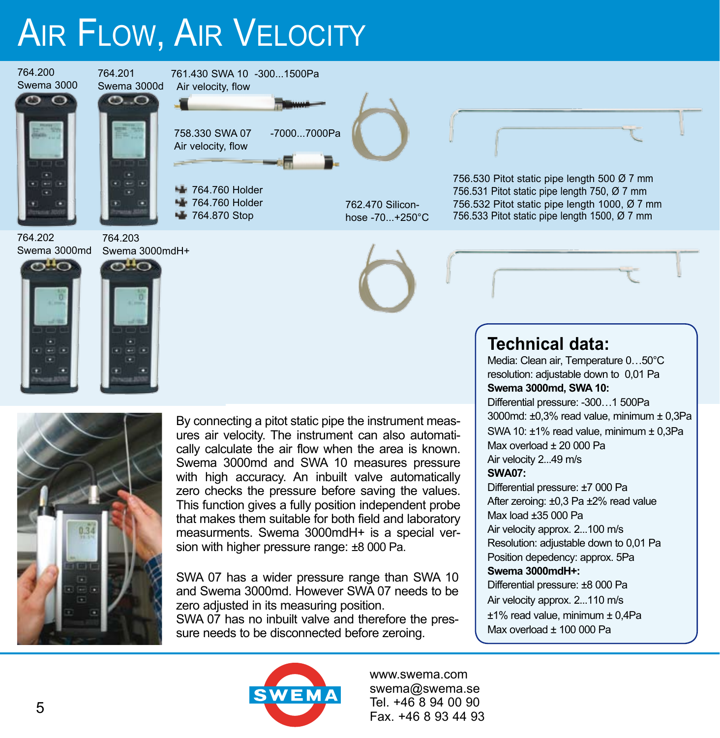# Air Flow, Air Velocity

764.200
Swema 3000

764.201
Swema 3000d

761.430 SWA 10 -300...1500Pa
Air velocity, flow

758.330 SWA 07 -7000...7000Pa
Air velocity, flow

- 764.760 Holder
- 764.760 Holder
- 764.870 Stop

762.470 Silicon-hose -70...+250°C

756.530 Pitot static pipe length 500 Ø 7 mm
756.531 Pitot static pipe length 750, Ø 7 mm
756.532 Pitot static pipe length 1000, Ø 7 mm
756.533 Pitot static pipe length 1500, Ø 7 mm

764.202
Swema 3000md

764.203
Swema 3000mdH+

By connecting a pitot static pipe the instrument measures air velocity. The instrument can also automatically calculate the air flow when the area is known. Swema 3000md and SWA 10 measures pressure with high accuracy. An inbuilt valve automatically zero checks the pressure before saving the values. This function gives a fully position independent probe that makes them suitable for both field and laboratory measurments. Swema 3000mdH+ is a special version with higher pressure range: ±8 000 Pa.

SWA 07 has a wider pressure range than SWA 10 and Swema 3000md. However SWA 07 needs to be zero adjusted in its measuring position.
SWA 07 has no inbuilt valve and therefore the pressure needs to be disconnected before zeroing.

## Technical data:

Media: Clean air, Temperature 0…50°C
resolution: adjustable down to 0,01 Pa

**Swema 3000md, SWA 10:**
Differential pressure: -300…1 500Pa
3000md: ±0,3% read value, minimum ± 0,3Pa
SWA 10: ±1% read value, minimum ± 0,3Pa
Max overload ± 20 000 Pa
Air velocity 2...49 m/s

**SWA07:**
Differential pressure: ±7 000 Pa
After zeroing: ±0,3 Pa ±2% read value
Max load ±35 000 Pa
Air velocity approx. 2...100 m/s
Resolution: adjustable down to 0,01 Pa
Position depedency: approx. 5Pa

**Swema 3000mdH+:**
Differential pressure: ±8 000 Pa
Air velocity approx. 2...110 m/s
±1% read value, minimum ± 0,4Pa
Max overload ± 100 000 Pa

SWEMA

www.swema.com
swema@swema.se
Tel. +46 8 94 00 90
Fax. +46 8 93 44 93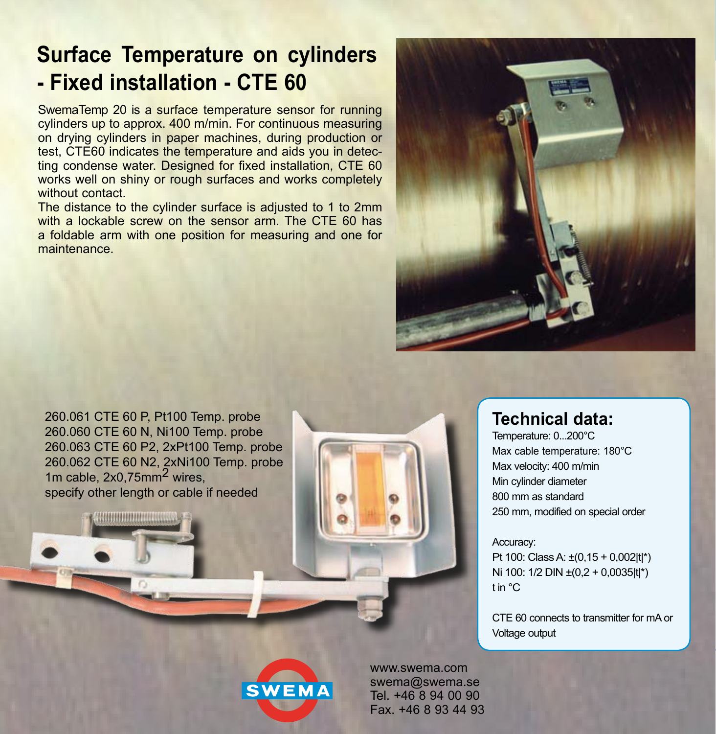# Surface Temperature on cylinders - Fixed installation - CTE 60

SwemaTemp 20 is a surface temperature sensor for running cylinders up to approx. 400 m/min. For continuous measuring on drying cylinders in paper machines, during production or test, CTE60 indicates the temperature and aids you in detecting condense water. Designed for fixed installation, CTE 60 works well on shiny or rough surfaces and works completely without contact.

The distance to the cylinder surface is adjusted to 1 to 2mm with a lockable screw on the sensor arm. The CTE 60 has a foldable arm with one position for measuring and one for maintenance.

260.061 CTE 60 P, Pt100 Temp. probe
260.060 CTE 60 N, Ni100 Temp. probe
260.063 CTE 60 P2, 2xPt100 Temp. probe
260.062 CTE 60 N2, 2xNi100 Temp. probe
1m cable, 2x0,75mm$^2$ wires,
specify other length or cable if needed

## Technical data:

Temperature: 0...200°C
Max cable temperature: 180°C
Max velocity: 400 m/min
Min cylinder diameter
800 mm as standard
250 mm, modified on special order

Accuracy:
Pt 100: Class A: ±(0,15 + 0,002|t|*)
Ni 100: 1/2 DIN ±(0,2 + 0,0035|t|*)
t in °C

CTE 60 connects to transmitter for mA or Voltage output

SWEMA

www.swema.com
swema@swema.se
Tel. +46 8 94 00 90
Fax. +46 8 93 44 93